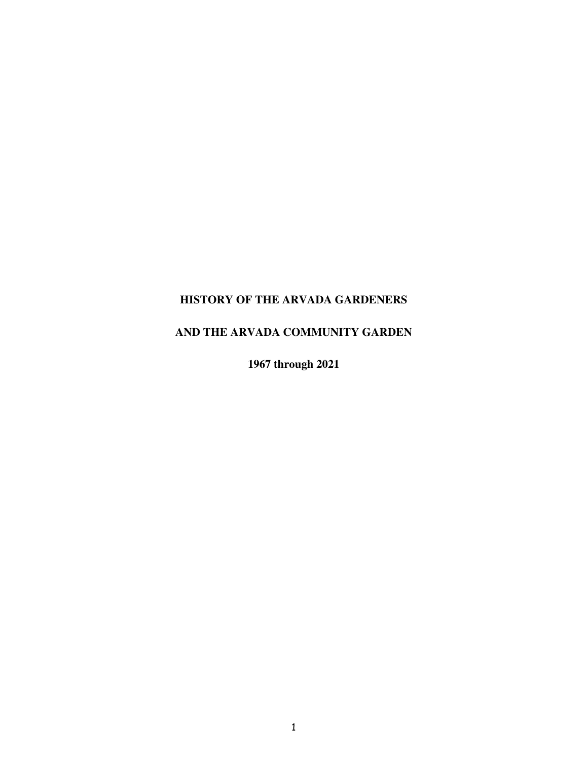# HISTORY OF THE ARVADA GARDENERS

# AND THE ARVADA COMMUNITY GARDEN

# 1967 through 2021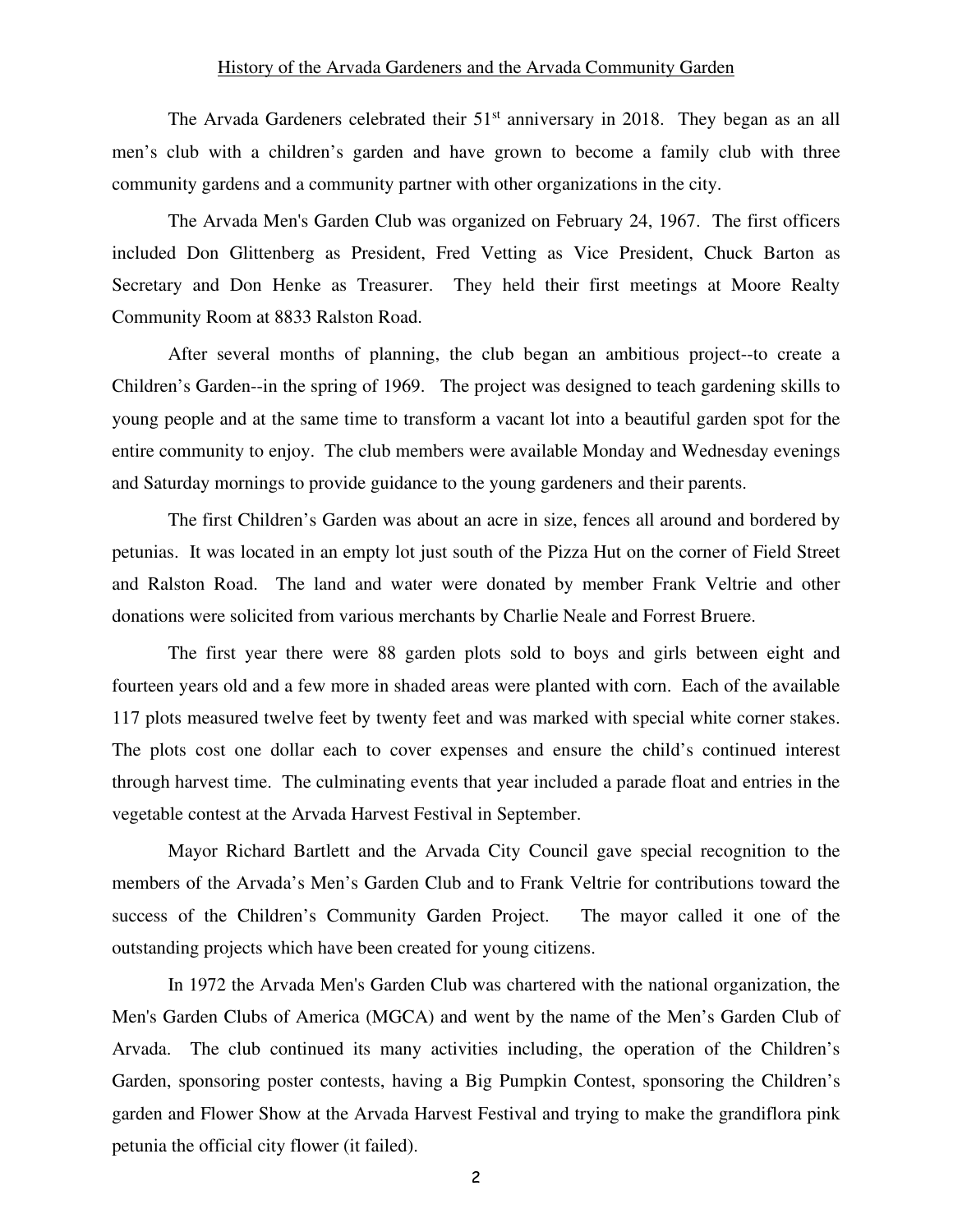# History of the Arvada Gardeners and the Arvada Community Garden

The Arvada Gardeners celebrated their 51st anniversary in 2018. They began as an all men's club with a children's garden and have grown to become a family club with three community gardens and a community partner with other organizations in the city.

The Arvada Men's Garden Club was organized on February 24, 1967. The first officers included Don Glittenberg as President, Fred Vetting as Vice President, Chuck Barton as Secretary and Don Henke as Treasurer. They held their first meetings at Moore Realty Community Room at 8833 Ralston Road.

After several months of planning, the club began an ambitious project--to create a Children's Garden--in the spring of 1969. The project was designed to teach gardening skills to young people and at the same time to transform a vacant lot into a beautiful garden spot for the entire community to enjoy. The club members were available Monday and Wednesday evenings and Saturday mornings to provide guidance to the young gardeners and their parents.

The first Children's Garden was about an acre in size, fences all around and bordered by petunias. It was located in an empty lot just south of the Pizza Hut on the corner of Field Street and Ralston Road. The land and water were donated by member Frank Veltrie and other donations were solicited from various merchants by Charlie Neale and Forrest Bruere.

The first year there were 88 garden plots sold to boys and girls between eight and fourteen years old and a few more in shaded areas were planted with corn. Each of the available 117 plots measured twelve feet by twenty feet and was marked with special white corner stakes. The plots cost one dollar each to cover expenses and ensure the child's continued interest through harvest time. The culminating events that year included a parade float and entries in the vegetable contest at the Arvada Harvest Festival in September.

Mayor Richard Bartlett and the Arvada City Council gave special recognition to the members of the Arvada's Men's Garden Club and to Frank Veltrie for contributions toward the success of the Children's Community Garden Project. The mayor called it one of the outstanding projects which have been created for young citizens.

In 1972 the Arvada Men's Garden Club was chartered with the national organization, the Men's Garden Clubs of America (MGCA) and went by the name of the Men's Garden Club of Arvada. The club continued its many activities including, the operation of the Children's Garden, sponsoring poster contests, having a Big Pumpkin Contest, sponsoring the Children's garden and Flower Show at the Arvada Harvest Festival and trying to make the grandiflora pink petunia the official city flower (it failed).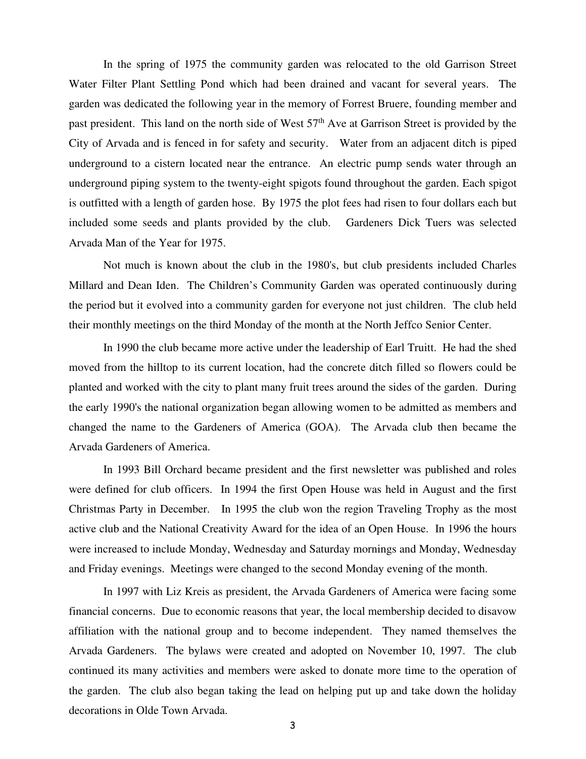In the spring of 1975 the community garden was relocated to the old Garrison Street Water Filter Plant Settling Pond which had been drained and vacant for several years. The garden was dedicated the following year in the memory of Forrest Bruere, founding member and past president. This land on the north side of West 57th Ave at Garrison Street is provided by the City of Arvada and is fenced in for safety and security. Water from an adjacent ditch is piped underground to a cistern located near the entrance. An electric pump sends water through an underground piping system to the twenty-eight spigots found throughout the garden. Each spigot is outfitted with a length of garden hose. By 1975 the plot fees had risen to four dollars each but included some seeds and plants provided by the club. Gardeners Dick Tuers was selected Arvada Man of the Year for 1975.

Not much is known about the club in the 1980's, but club presidents included Charles Millard and Dean Iden. The Children's Community Garden was operated continuously during the period but it evolved into a community garden for everyone not just children. The club held their monthly meetings on the third Monday of the month at the North Jeffco Senior Center.

In 1990 the club became more active under the leadership of Earl Truitt. He had the shed moved from the hilltop to its current location, had the concrete ditch filled so flowers could be planted and worked with the city to plant many fruit trees around the sides of the garden. During the early 1990's the national organization began allowing women to be admitted as members and changed the name to the Gardeners of America (GOA). The Arvada club then became the Arvada Gardeners of America.

In 1993 Bill Orchard became president and the first newsletter was published and roles were defined for club officers. In 1994 the first Open House was held in August and the first Christmas Party in December. In 1995 the club won the region Traveling Trophy as the most active club and the National Creativity Award for the idea of an Open House. In 1996 the hours were increased to include Monday, Wednesday and Saturday mornings and Monday, Wednesday and Friday evenings. Meetings were changed to the second Monday evening of the month.

In 1997 with Liz Kreis as president, the Arvada Gardeners of America were facing some financial concerns. Due to economic reasons that year, the local membership decided to disavow affiliation with the national group and to become independent. They named themselves the Arvada Gardeners. The bylaws were created and adopted on November 10, 1997. The club continued its many activities and members were asked to donate more time to the operation of the garden. The club also began taking the lead on helping put up and take down the holiday decorations in Olde Town Arvada.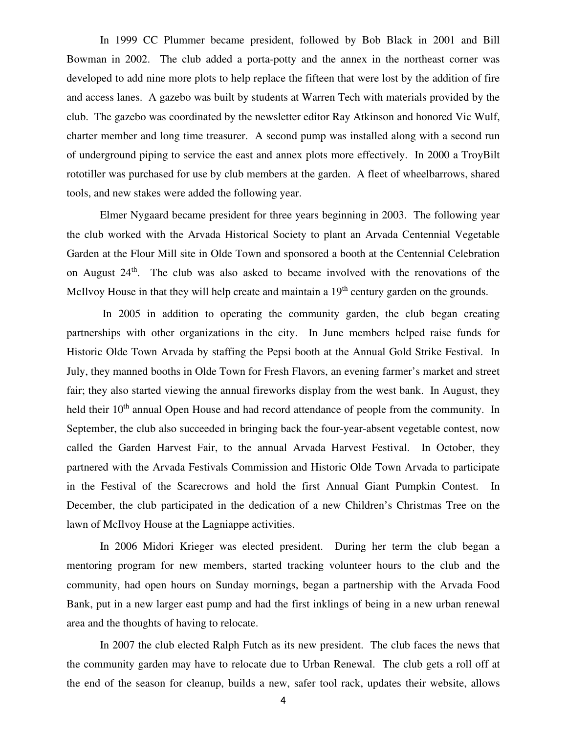In 1999 CC Plummer became president, followed by Bob Black in 2001 and Bill Bowman in 2002. The club added a porta-potty and the annex in the northeast corner was developed to add nine more plots to help replace the fifteen that were lost by the addition of fire and access lanes. A gazebo was built by students at Warren Tech with materials provided by the club. The gazebo was coordinated by the newsletter editor Ray Atkinson and honored Vic Wulf, charter member and long time treasurer. A second pump was installed along with a second run of underground piping to service the east and annex plots more effectively. In 2000 a TroyBilt rototiller was purchased for use by club members at the garden. A fleet of wheelbarrows, shared tools, and new stakes were added the following year.

Elmer Nygaard became president for three years beginning in 2003. The following year the club worked with the Arvada Historical Society to plant an Arvada Centennial Vegetable Garden at the Flour Mill site in Olde Town and sponsored a booth at the Centennial Celebration on August 24th. The club was also asked to became involved with the renovations of the McIlvoy House in that they will help create and maintain a 19th century garden on the grounds.

In 2005 in addition to operating the community garden, the club began creating partnerships with other organizations in the city. In June members helped raise funds for Historic Olde Town Arvada by staffing the Pepsi booth at the Annual Gold Strike Festival. In July, they manned booths in Olde Town for Fresh Flavors, an evening farmer's market and street fair; they also started viewing the annual fireworks display from the west bank. In August, they held their 10th annual Open House and had record attendance of people from the community. In September, the club also succeeded in bringing back the four-year-absent vegetable contest, now called the Garden Harvest Fair, to the annual Arvada Harvest Festival. In October, they partnered with the Arvada Festivals Commission and Historic Olde Town Arvada to participate in the Festival of the Scarecrows and hold the first Annual Giant Pumpkin Contest. In December, the club participated in the dedication of a new Children's Christmas Tree on the lawn of McIlvoy House at the Lagniappe activities.

In 2006 Midori Krieger was elected president. During her term the club began a mentoring program for new members, started tracking volunteer hours to the club and the community, had open hours on Sunday mornings, began a partnership with the Arvada Food Bank, put in a new larger east pump and had the first inklings of being in a new urban renewal area and the thoughts of having to relocate.

In 2007 the club elected Ralph Futch as its new president. The club faces the news that the community garden may have to relocate due to Urban Renewal. The club gets a roll off at the end of the season for cleanup, builds a new, safer tool rack, updates their website, allows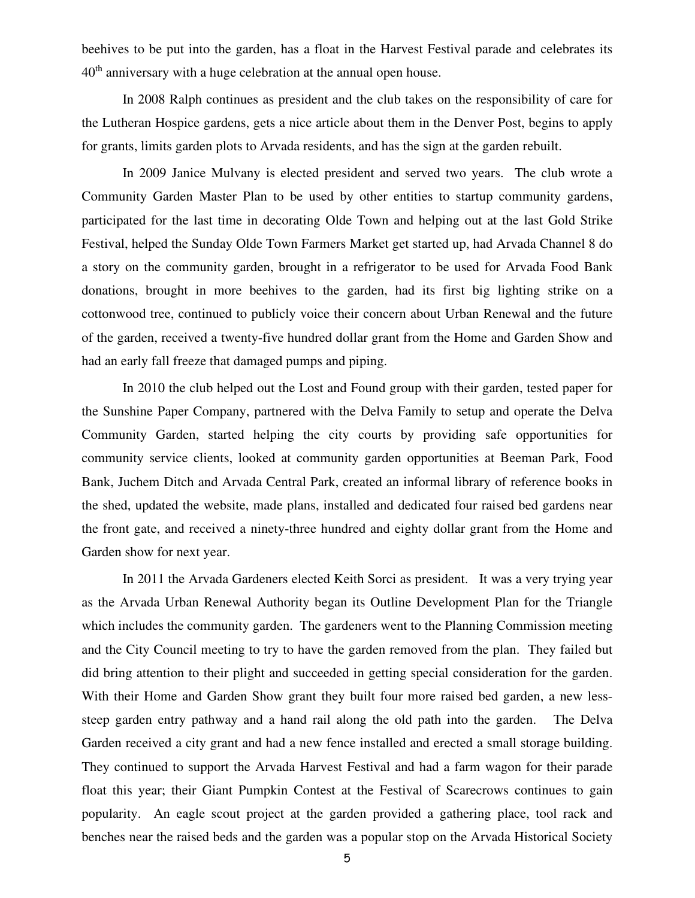beehives to be put into the garden, has a float in the Harvest Festival parade and celebrates its 40th anniversary with a huge celebration at the annual open house.

In 2008 Ralph continues as president and the club takes on the responsibility of care for the Lutheran Hospice gardens, gets a nice article about them in the Denver Post, begins to apply for grants, limits garden plots to Arvada residents, and has the sign at the garden rebuilt.

In 2009 Janice Mulvany is elected president and served two years. The club wrote a Community Garden Master Plan to be used by other entities to startup community gardens, participated for the last time in decorating Olde Town and helping out at the last Gold Strike Festival, helped the Sunday Olde Town Farmers Market get started up, had Arvada Channel 8 do a story on the community garden, brought in a refrigerator to be used for Arvada Food Bank donations, brought in more beehives to the garden, had its first big lighting strike on a cottonwood tree, continued to publicly voice their concern about Urban Renewal and the future of the garden, received a twenty-five hundred dollar grant from the Home and Garden Show and had an early fall freeze that damaged pumps and piping.

In 2010 the club helped out the Lost and Found group with their garden, tested paper for the Sunshine Paper Company, partnered with the Delva Family to setup and operate the Delva Community Garden, started helping the city courts by providing safe opportunities for community service clients, looked at community garden opportunities at Beeman Park, Food Bank, Juchem Ditch and Arvada Central Park, created an informal library of reference books in the shed, updated the website, made plans, installed and dedicated four raised bed gardens near the front gate, and received a ninety-three hundred and eighty dollar grant from the Home and Garden show for next year.

In 2011 the Arvada Gardeners elected Keith Sorci as president. It was a very trying year as the Arvada Urban Renewal Authority began its Outline Development Plan for the Triangle which includes the community garden. The gardeners went to the Planning Commission meeting and the City Council meeting to try to have the garden removed from the plan. They failed but did bring attention to their plight and succeeded in getting special consideration for the garden. With their Home and Garden Show grant they built four more raised bed garden, a new less-steep garden entry pathway and a hand rail along the old path into the garden. The Delva Garden received a city grant and had a new fence installed and erected a small storage building. They continued to support the Arvada Harvest Festival and had a farm wagon for their parade float this year; their Giant Pumpkin Contest at the Festival of Scarecrows continues to gain popularity. An eagle scout project at the garden provided a gathering place, tool rack and benches near the raised beds and the garden was a popular stop on the Arvada Historical Society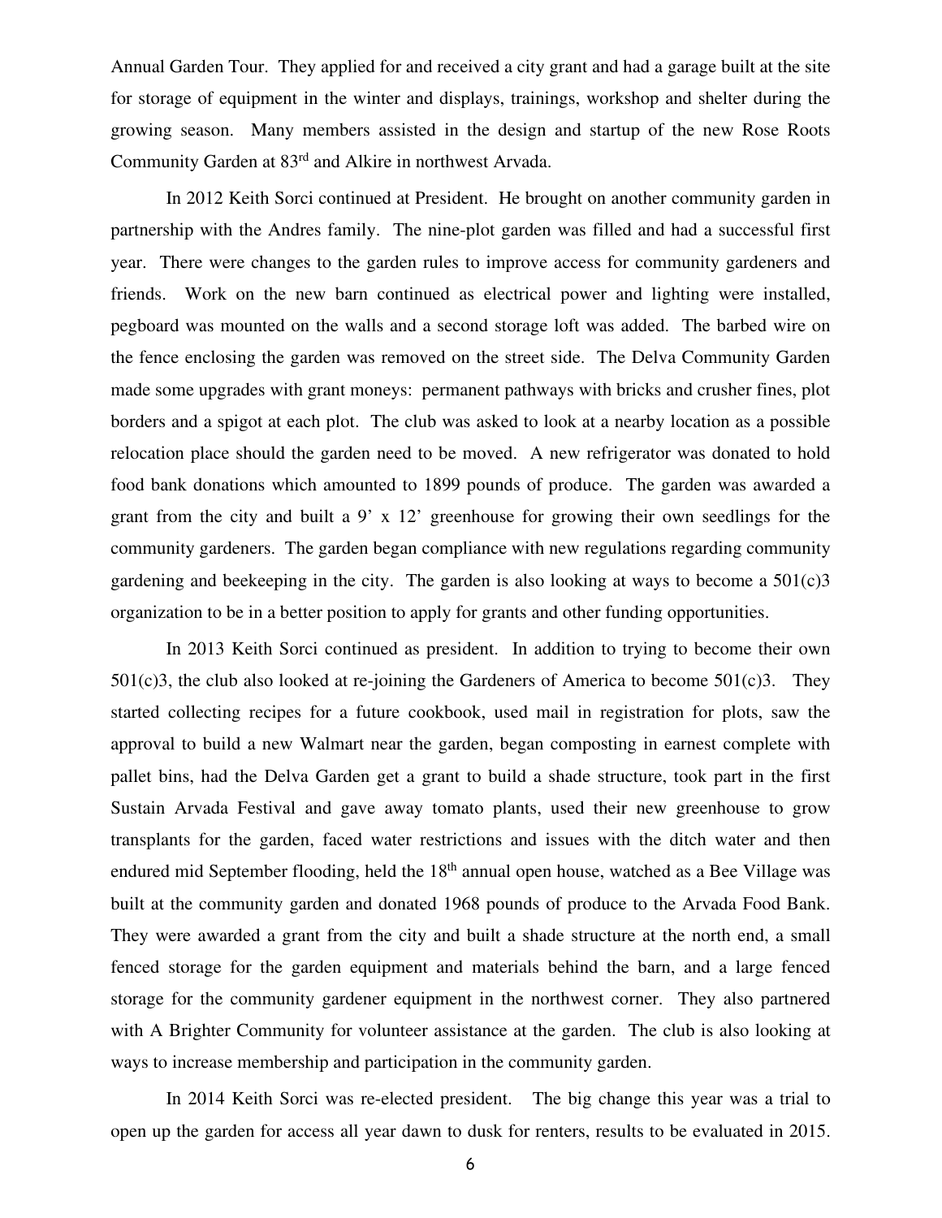Annual Garden Tour. They applied for and received a city grant and had a garage built at the site for storage of equipment in the winter and displays, trainings, workshop and shelter during the growing season. Many members assisted in the design and startup of the new Rose Roots Community Garden at 83rd and Alkire in northwest Arvada.

In 2012 Keith Sorci continued at President. He brought on another community garden in partnership with the Andres family. The nine-plot garden was filled and had a successful first year. There were changes to the garden rules to improve access for community gardeners and friends. Work on the new barn continued as electrical power and lighting were installed, pegboard was mounted on the walls and a second storage loft was added. The barbed wire on the fence enclosing the garden was removed on the street side. The Delva Community Garden made some upgrades with grant moneys: permanent pathways with bricks and crusher fines, plot borders and a spigot at each plot. The club was asked to look at a nearby location as a possible relocation place should the garden need to be moved. A new refrigerator was donated to hold food bank donations which amounted to 1899 pounds of produce. The garden was awarded a grant from the city and built a 9' x 12' greenhouse for growing their own seedlings for the community gardeners. The garden began compliance with new regulations regarding community gardening and beekeeping in the city. The garden is also looking at ways to become a 501(c)3 organization to be in a better position to apply for grants and other funding opportunities.

In 2013 Keith Sorci continued as president. In addition to trying to become their own 501(c)3, the club also looked at re-joining the Gardeners of America to become 501(c)3. They started collecting recipes for a future cookbook, used mail in registration for plots, saw the approval to build a new Walmart near the garden, began composting in earnest complete with pallet bins, had the Delva Garden get a grant to build a shade structure, took part in the first Sustain Arvada Festival and gave away tomato plants, used their new greenhouse to grow transplants for the garden, faced water restrictions and issues with the ditch water and then endured mid September flooding, held the 18th annual open house, watched as a Bee Village was built at the community garden and donated 1968 pounds of produce to the Arvada Food Bank. They were awarded a grant from the city and built a shade structure at the north end, a small fenced storage for the garden equipment and materials behind the barn, and a large fenced storage for the community gardener equipment in the northwest corner. They also partnered with A Brighter Community for volunteer assistance at the garden. The club is also looking at ways to increase membership and participation in the community garden.

In 2014 Keith Sorci was re-elected president. The big change this year was a trial to open up the garden for access all year dawn to dusk for renters, results to be evaluated in 2015.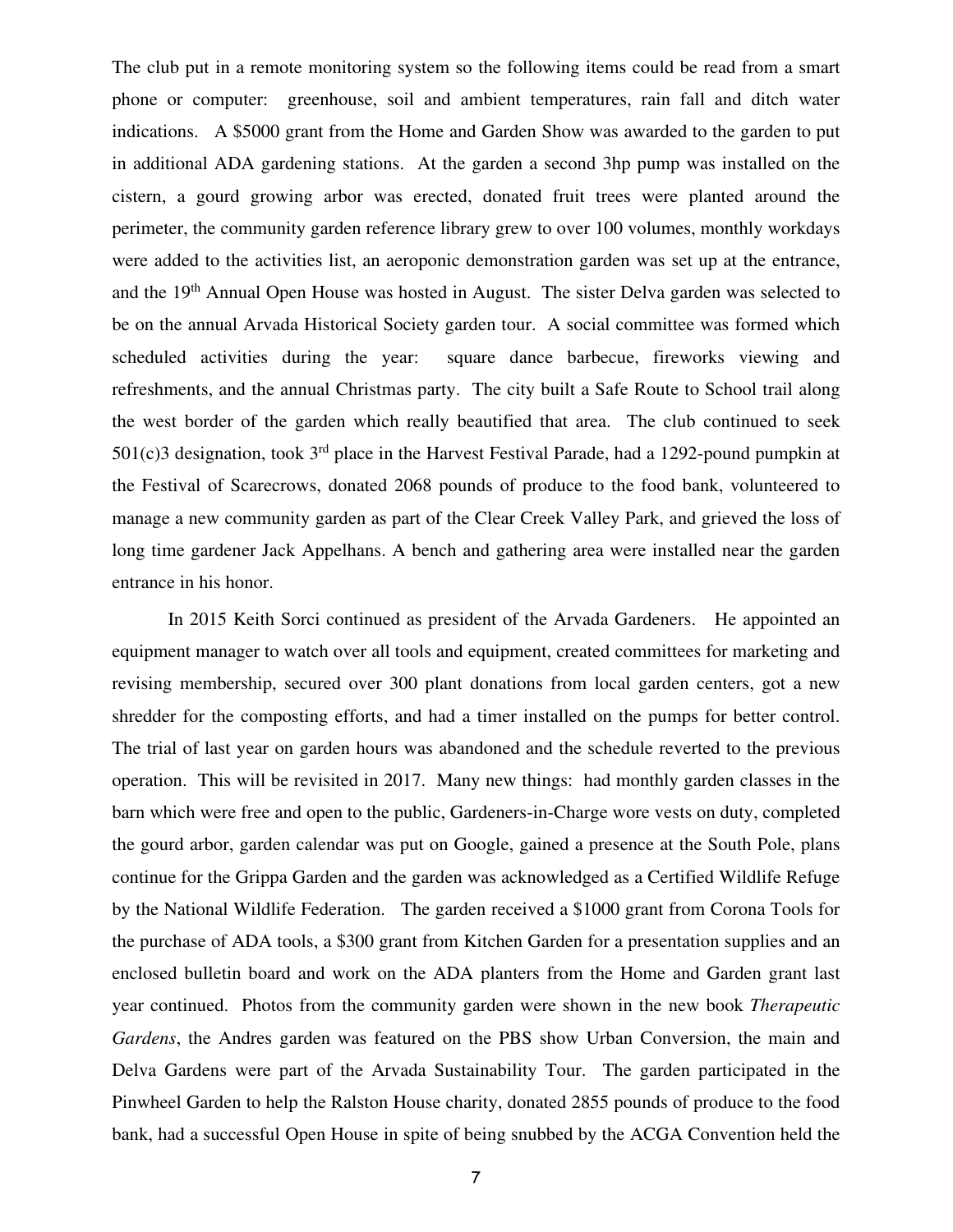The club put in a remote monitoring system so the following items could be read from a smart phone or computer: greenhouse, soil and ambient temperatures, rain fall and ditch water indications. A $5000 grant from the Home and Garden Show was awarded to the garden to put in additional ADA gardening stations. At the garden a second 3hp pump was installed on the cistern, a gourd growing arbor was erected, donated fruit trees were planted around the perimeter, the community garden reference library grew to over 100 volumes, monthly workdays were added to the activities list, an aeroponic demonstration garden was set up at the entrance, and the 19th Annual Open House was hosted in August. The sister Delva garden was selected to be on the annual Arvada Historical Society garden tour. A social committee was formed which scheduled activities during the year: square dance barbecue, fireworks viewing and refreshments, and the annual Christmas party. The city built a Safe Route to School trail along the west border of the garden which really beautified that area. The club continued to seek 501(c)3 designation, took 3rd place in the Harvest Festival Parade, had a 1292-pound pumpkin at the Festival of Scarecrows, donated 2068 pounds of produce to the food bank, volunteered to manage a new community garden as part of the Clear Creek Valley Park, and grieved the loss of long time gardener Jack Appelhans. A bench and gathering area were installed near the garden entrance in his honor.

In 2015 Keith Sorci continued as president of the Arvada Gardeners. He appointed an equipment manager to watch over all tools and equipment, created committees for marketing and revising membership, secured over 300 plant donations from local garden centers, got a new shredder for the composting efforts, and had a timer installed on the pumps for better control. The trial of last year on garden hours was abandoned and the schedule reverted to the previous operation. This will be revisited in 2017. Many new things: had monthly garden classes in the barn which were free and open to the public, Gardeners-in-Charge wore vests on duty, completed the gourd arbor, garden calendar was put on Google, gained a presence at the South Pole, plans continue for the Grippa Garden and the garden was acknowledged as a Certified Wildlife Refuge by the National Wildlife Federation. The garden received a $1000 grant from Corona Tools for the purchase of ADA tools, a $300 grant from Kitchen Garden for a presentation supplies and an enclosed bulletin board and work on the ADA planters from the Home and Garden grant last year continued. Photos from the community garden were shown in the new book *Therapeutic Gardens*, the Andres garden was featured on the PBS show Urban Conversion, the main and Delva Gardens were part of the Arvada Sustainability Tour. The garden participated in the Pinwheel Garden to help the Ralston House charity, donated 2855 pounds of produce to the food bank, had a successful Open House in spite of being snubbed by the ACGA Convention held the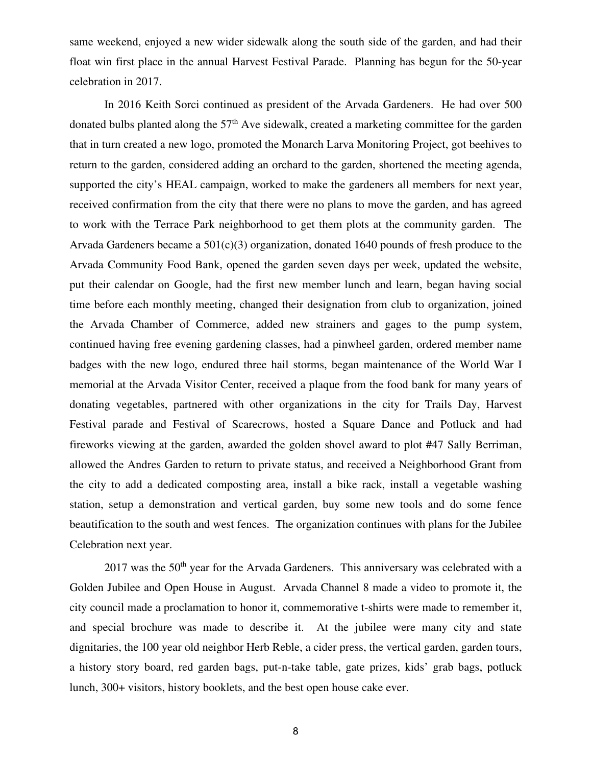same weekend, enjoyed a new wider sidewalk along the south side of the garden, and had their float win first place in the annual Harvest Festival Parade. Planning has begun for the 50-year celebration in 2017.

In 2016 Keith Sorci continued as president of the Arvada Gardeners. He had over 500 donated bulbs planted along the 57th Ave sidewalk, created a marketing committee for the garden that in turn created a new logo, promoted the Monarch Larva Monitoring Project, got beehives to return to the garden, considered adding an orchard to the garden, shortened the meeting agenda, supported the city's HEAL campaign, worked to make the gardeners all members for next year, received confirmation from the city that there were no plans to move the garden, and has agreed to work with the Terrace Park neighborhood to get them plots at the community garden. The Arvada Gardeners became a 501(c)(3) organization, donated 1640 pounds of fresh produce to the Arvada Community Food Bank, opened the garden seven days per week, updated the website, put their calendar on Google, had the first new member lunch and learn, began having social time before each monthly meeting, changed their designation from club to organization, joined the Arvada Chamber of Commerce, added new strainers and gages to the pump system, continued having free evening gardening classes, had a pinwheel garden, ordered member name badges with the new logo, endured three hail storms, began maintenance of the World War I memorial at the Arvada Visitor Center, received a plaque from the food bank for many years of donating vegetables, partnered with other organizations in the city for Trails Day, Harvest Festival parade and Festival of Scarecrows, hosted a Square Dance and Potluck and had fireworks viewing at the garden, awarded the golden shovel award to plot #47 Sally Berriman, allowed the Andres Garden to return to private status, and received a Neighborhood Grant from the city to add a dedicated composting area, install a bike rack, install a vegetable washing station, setup a demonstration and vertical garden, buy some new tools and do some fence beautification to the south and west fences. The organization continues with plans for the Jubilee Celebration next year.

2017 was the 50th year for the Arvada Gardeners. This anniversary was celebrated with a Golden Jubilee and Open House in August. Arvada Channel 8 made a video to promote it, the city council made a proclamation to honor it, commemorative t-shirts were made to remember it, and special brochure was made to describe it. At the jubilee were many city and state dignitaries, the 100 year old neighbor Herb Reble, a cider press, the vertical garden, garden tours, a history story board, red garden bags, put-n-take table, gate prizes, kids' grab bags, potluck lunch, 300+ visitors, history booklets, and the best open house cake ever.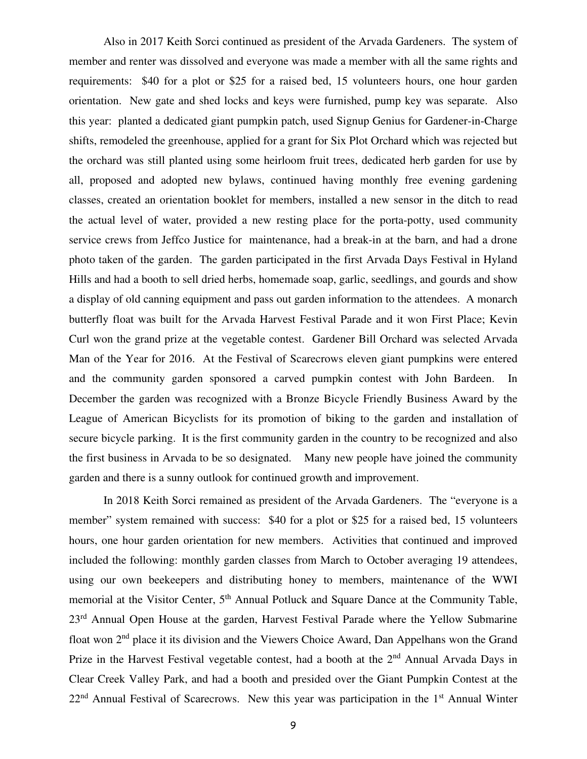Also in 2017 Keith Sorci continued as president of the Arvada Gardeners. The system of member and renter was dissolved and everyone was made a member with all the same rights and requirements: $40 for a plot or $25 for a raised bed, 15 volunteers hours, one hour garden orientation. New gate and shed locks and keys were furnished, pump key was separate. Also this year: planted a dedicated giant pumpkin patch, used Signup Genius for Gardener-in-Charge shifts, remodeled the greenhouse, applied for a grant for Six Plot Orchard which was rejected but the orchard was still planted using some heirloom fruit trees, dedicated herb garden for use by all, proposed and adopted new bylaws, continued having monthly free evening gardening classes, created an orientation booklet for members, installed a new sensor in the ditch to read the actual level of water, provided a new resting place for the porta-potty, used community service crews from Jeffco Justice for maintenance, had a break-in at the barn, and had a drone photo taken of the garden. The garden participated in the first Arvada Days Festival in Hyland Hills and had a booth to sell dried herbs, homemade soap, garlic, seedlings, and gourds and show a display of old canning equipment and pass out garden information to the attendees. A monarch butterfly float was built for the Arvada Harvest Festival Parade and it won First Place; Kevin Curl won the grand prize at the vegetable contest. Gardener Bill Orchard was selected Arvada Man of the Year for 2016. At the Festival of Scarecrows eleven giant pumpkins were entered and the community garden sponsored a carved pumpkin contest with John Bardeen. In December the garden was recognized with a Bronze Bicycle Friendly Business Award by the League of American Bicyclists for its promotion of biking to the garden and installation of secure bicycle parking. It is the first community garden in the country to be recognized and also the first business in Arvada to be so designated. Many new people have joined the community garden and there is a sunny outlook for continued growth and improvement.

In 2018 Keith Sorci remained as president of the Arvada Gardeners. The "everyone is a member" system remained with success: $40 for a plot or $25 for a raised bed, 15 volunteers hours, one hour garden orientation for new members. Activities that continued and improved included the following: monthly garden classes from March to October averaging 19 attendees, using our own beekeepers and distributing honey to members, maintenance of the WWI memorial at the Visitor Center, 5th Annual Potluck and Square Dance at the Community Table, 23rd Annual Open House at the garden, Harvest Festival Parade where the Yellow Submarine float won 2nd place it its division and the Viewers Choice Award, Dan Appelhans won the Grand Prize in the Harvest Festival vegetable contest, had a booth at the 2nd Annual Arvada Days in Clear Creek Valley Park, and had a booth and presided over the Giant Pumpkin Contest at the 22nd Annual Festival of Scarecrows. New this year was participation in the 1st Annual Winter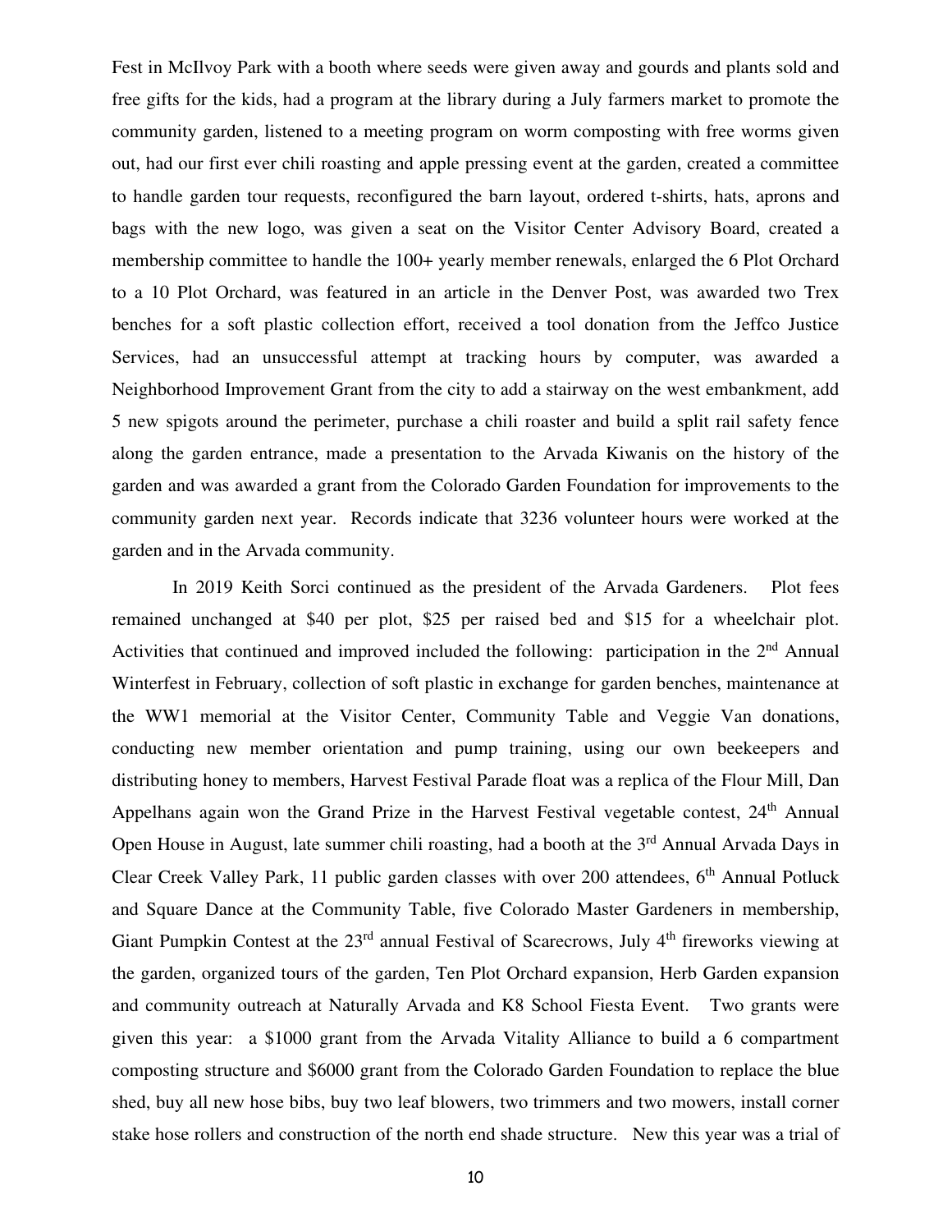Fest in McIlvoy Park with a booth where seeds were given away and gourds and plants sold and free gifts for the kids, had a program at the library during a July farmers market to promote the community garden, listened to a meeting program on worm composting with free worms given out, had our first ever chili roasting and apple pressing event at the garden, created a committee to handle garden tour requests, reconfigured the barn layout, ordered t-shirts, hats, aprons and bags with the new logo, was given a seat on the Visitor Center Advisory Board, created a membership committee to handle the 100+ yearly member renewals, enlarged the 6 Plot Orchard to a 10 Plot Orchard, was featured in an article in the Denver Post, was awarded two Trex benches for a soft plastic collection effort, received a tool donation from the Jeffco Justice Services, had an unsuccessful attempt at tracking hours by computer, was awarded a Neighborhood Improvement Grant from the city to add a stairway on the west embankment, add 5 new spigots around the perimeter, purchase a chili roaster and build a split rail safety fence along the garden entrance, made a presentation to the Arvada Kiwanis on the history of the garden and was awarded a grant from the Colorado Garden Foundation for improvements to the community garden next year. Records indicate that 3236 volunteer hours were worked at the garden and in the Arvada community.

In 2019 Keith Sorci continued as the president of the Arvada Gardeners. Plot fees remained unchanged at $40 per plot, $25 per raised bed and $15 for a wheelchair plot. Activities that continued and improved included the following: participation in the 2nd Annual Winterfest in February, collection of soft plastic in exchange for garden benches, maintenance at the WW1 memorial at the Visitor Center, Community Table and Veggie Van donations, conducting new member orientation and pump training, using our own beekeepers and distributing honey to members, Harvest Festival Parade float was a replica of the Flour Mill, Dan Appelhans again won the Grand Prize in the Harvest Festival vegetable contest, 24th Annual Open House in August, late summer chili roasting, had a booth at the 3rd Annual Arvada Days in Clear Creek Valley Park, 11 public garden classes with over 200 attendees, 6th Annual Potluck and Square Dance at the Community Table, five Colorado Master Gardeners in membership, Giant Pumpkin Contest at the 23rd annual Festival of Scarecrows, July 4th fireworks viewing at the garden, organized tours of the garden, Ten Plot Orchard expansion, Herb Garden expansion and community outreach at Naturally Arvada and K8 School Fiesta Event. Two grants were given this year: a $1000 grant from the Arvada Vitality Alliance to build a 6 compartment composting structure and $6000 grant from the Colorado Garden Foundation to replace the blue shed, buy all new hose bibs, buy two leaf blowers, two trimmers and two mowers, install corner stake hose rollers and construction of the north end shade structure. New this year was a trial of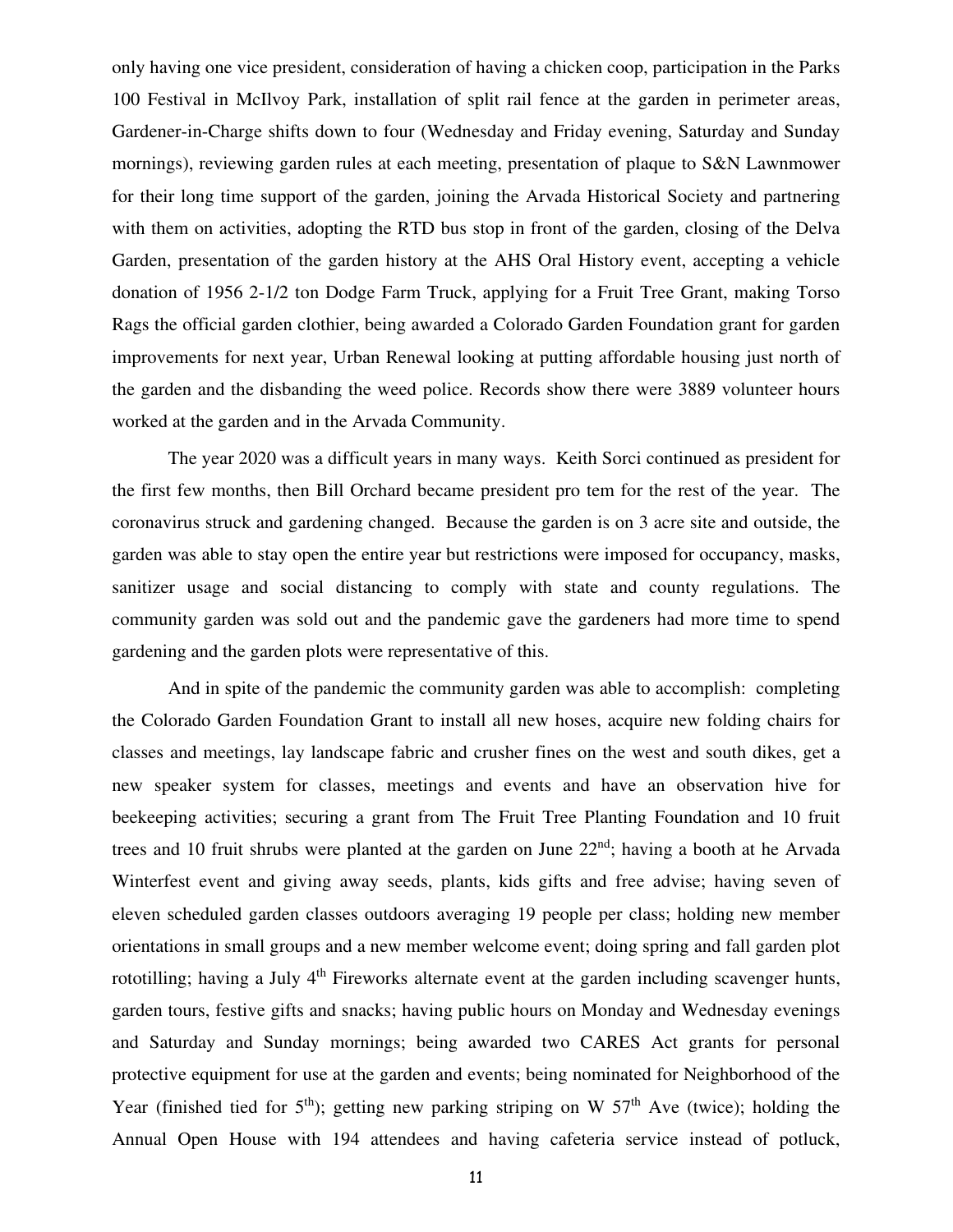only having one vice president, consideration of having a chicken coop, participation in the Parks 100 Festival in McIlvoy Park, installation of split rail fence at the garden in perimeter areas, Gardener-in-Charge shifts down to four (Wednesday and Friday evening, Saturday and Sunday mornings), reviewing garden rules at each meeting, presentation of plaque to S&N Lawnmower for their long time support of the garden, joining the Arvada Historical Society and partnering with them on activities, adopting the RTD bus stop in front of the garden, closing of the Delva Garden, presentation of the garden history at the AHS Oral History event, accepting a vehicle donation of 1956 2-1/2 ton Dodge Farm Truck, applying for a Fruit Tree Grant, making Torso Rags the official garden clothier, being awarded a Colorado Garden Foundation grant for garden improvements for next year, Urban Renewal looking at putting affordable housing just north of the garden and the disbanding the weed police. Records show there were 3889 volunteer hours worked at the garden and in the Arvada Community.

The year 2020 was a difficult years in many ways. Keith Sorci continued as president for the first few months, then Bill Orchard became president pro tem for the rest of the year. The coronavirus struck and gardening changed. Because the garden is on 3 acre site and outside, the garden was able to stay open the entire year but restrictions were imposed for occupancy, masks, sanitizer usage and social distancing to comply with state and county regulations. The community garden was sold out and the pandemic gave the gardeners had more time to spend gardening and the garden plots were representative of this.

And in spite of the pandemic the community garden was able to accomplish: completing the Colorado Garden Foundation Grant to install all new hoses, acquire new folding chairs for classes and meetings, lay landscape fabric and crusher fines on the west and south dikes, get a new speaker system for classes, meetings and events and have an observation hive for beekeeping activities; securing a grant from The Fruit Tree Planting Foundation and 10 fruit trees and 10 fruit shrubs were planted at the garden on June 22nd; having a booth at he Arvada Winterfest event and giving away seeds, plants, kids gifts and free advise; having seven of eleven scheduled garden classes outdoors averaging 19 people per class; holding new member orientations in small groups and a new member welcome event; doing spring and fall garden plot rototilling; having a July 4th Fireworks alternate event at the garden including scavenger hunts, garden tours, festive gifts and snacks; having public hours on Monday and Wednesday evenings and Saturday and Sunday mornings; being awarded two CARES Act grants for personal protective equipment for use at the garden and events; being nominated for Neighborhood of the Year (finished tied for 5th); getting new parking striping on W 57th Ave (twice); holding the Annual Open House with 194 attendees and having cafeteria service instead of potluck,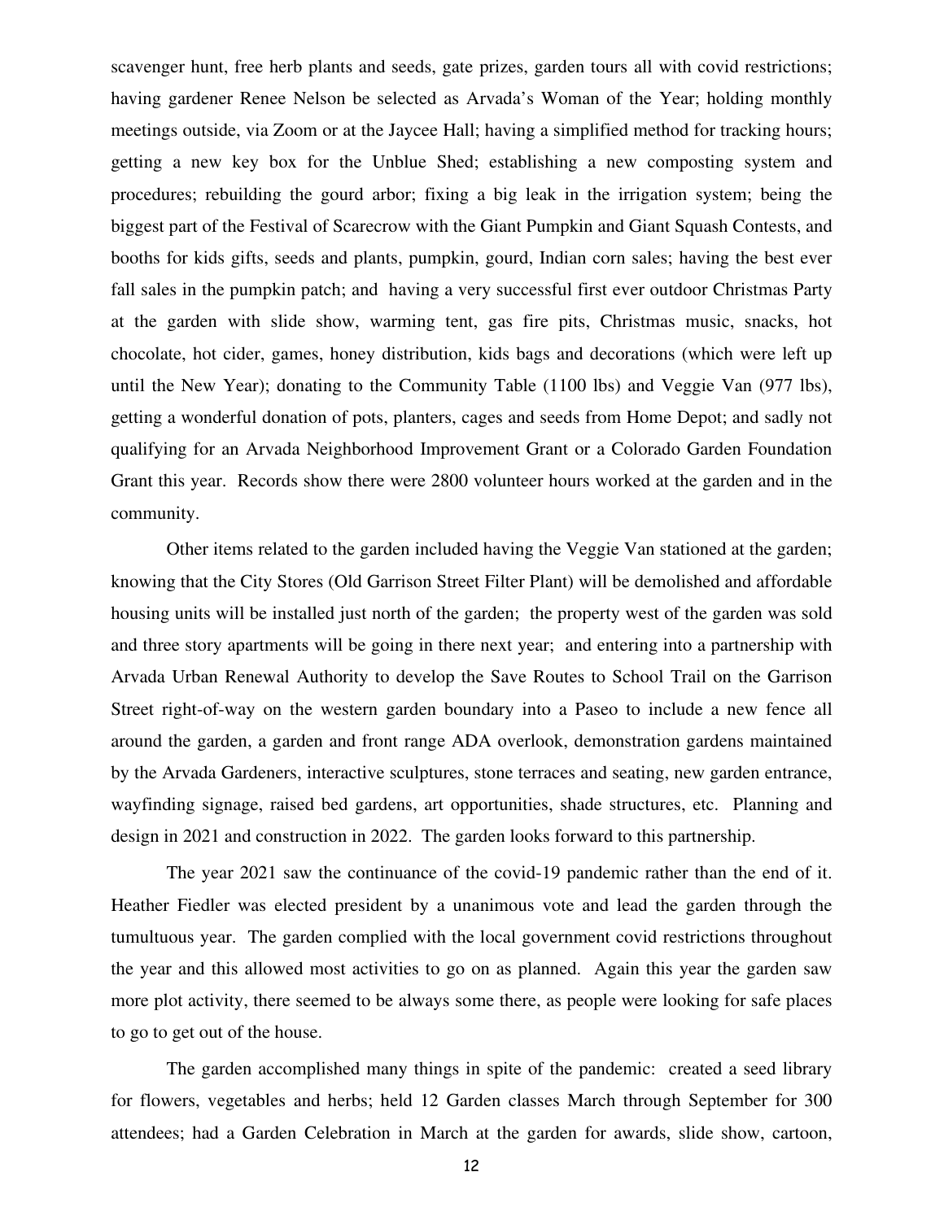scavenger hunt, free herb plants and seeds, gate prizes, garden tours all with covid restrictions; having gardener Renee Nelson be selected as Arvada's Woman of the Year; holding monthly meetings outside, via Zoom or at the Jaycee Hall; having a simplified method for tracking hours; getting a new key box for the Unblue Shed; establishing a new composting system and procedures; rebuilding the gourd arbor; fixing a big leak in the irrigation system; being the biggest part of the Festival of Scarecrow with the Giant Pumpkin and Giant Squash Contests, and booths for kids gifts, seeds and plants, pumpkin, gourd, Indian corn sales; having the best ever fall sales in the pumpkin patch; and having a very successful first ever outdoor Christmas Party at the garden with slide show, warming tent, gas fire pits, Christmas music, snacks, hot chocolate, hot cider, games, honey distribution, kids bags and decorations (which were left up until the New Year); donating to the Community Table (1100 lbs) and Veggie Van (977 lbs), getting a wonderful donation of pots, planters, cages and seeds from Home Depot; and sadly not qualifying for an Arvada Neighborhood Improvement Grant or a Colorado Garden Foundation Grant this year. Records show there were 2800 volunteer hours worked at the garden and in the community.

Other items related to the garden included having the Veggie Van stationed at the garden; knowing that the City Stores (Old Garrison Street Filter Plant) will be demolished and affordable housing units will be installed just north of the garden; the property west of the garden was sold and three story apartments will be going in there next year; and entering into a partnership with Arvada Urban Renewal Authority to develop the Save Routes to School Trail on the Garrison Street right-of-way on the western garden boundary into a Paseo to include a new fence all around the garden, a garden and front range ADA overlook, demonstration gardens maintained by the Arvada Gardeners, interactive sculptures, stone terraces and seating, new garden entrance, wayfinding signage, raised bed gardens, art opportunities, shade structures, etc. Planning and design in 2021 and construction in 2022. The garden looks forward to this partnership.

The year 2021 saw the continuance of the covid-19 pandemic rather than the end of it. Heather Fiedler was elected president by a unanimous vote and lead the garden through the tumultuous year. The garden complied with the local government covid restrictions throughout the year and this allowed most activities to go on as planned. Again this year the garden saw more plot activity, there seemed to be always some there, as people were looking for safe places to go to get out of the house.

The garden accomplished many things in spite of the pandemic: created a seed library for flowers, vegetables and herbs; held 12 Garden classes March through September for 300 attendees; had a Garden Celebration in March at the garden for awards, slide show, cartoon,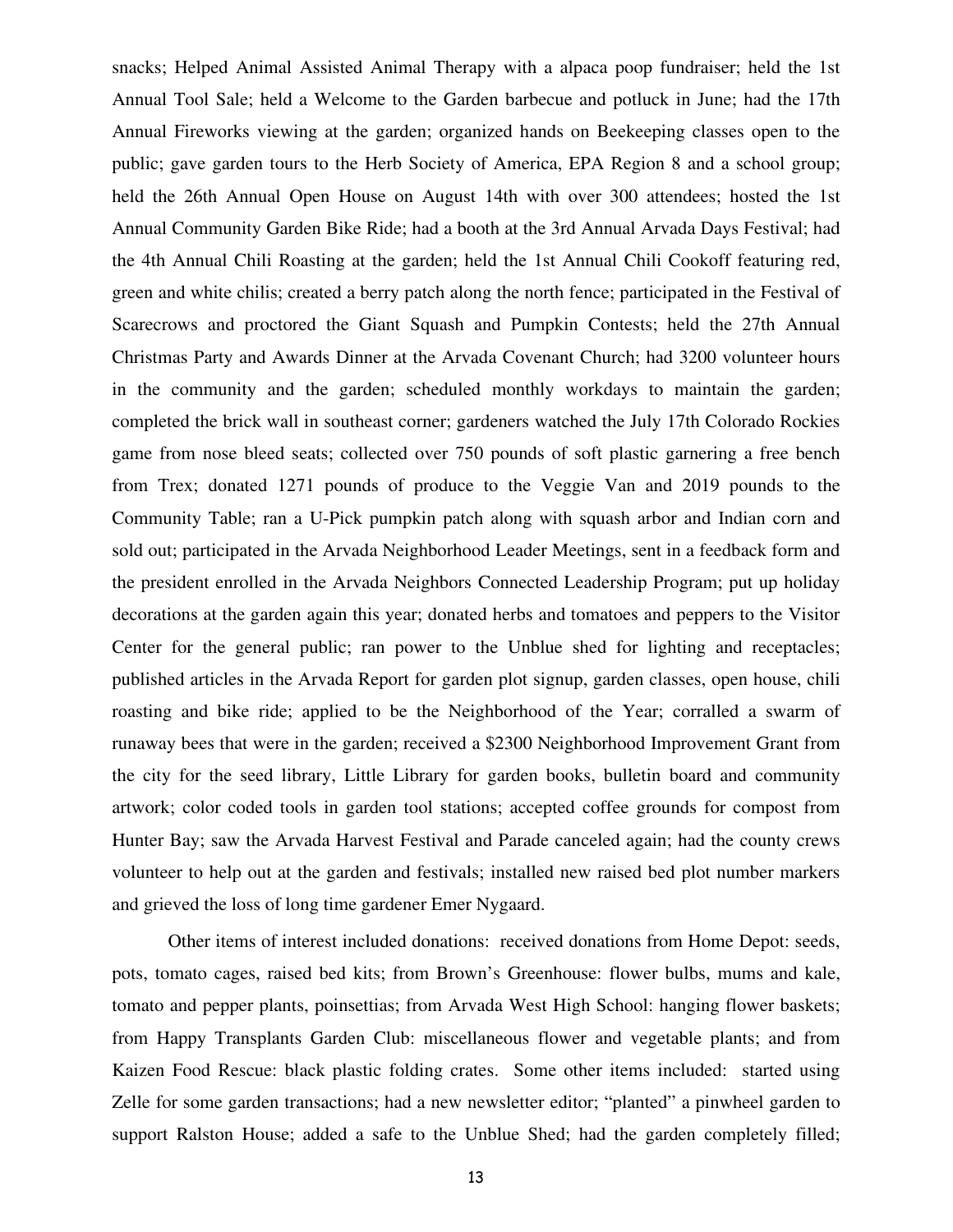snacks; Helped Animal Assisted Animal Therapy with a alpaca poop fundraiser; held the 1st Annual Tool Sale; held a Welcome to the Garden barbecue and potluck in June; had the 17th Annual Fireworks viewing at the garden; organized hands on Beekeeping classes open to the public; gave garden tours to the Herb Society of America, EPA Region 8 and a school group; held the 26th Annual Open House on August 14th with over 300 attendees; hosted the 1st Annual Community Garden Bike Ride; had a booth at the 3rd Annual Arvada Days Festival; had the 4th Annual Chili Roasting at the garden; held the 1st Annual Chili Cookoff featuring red, green and white chilis; created a berry patch along the north fence; participated in the Festival of Scarecrows and proctored the Giant Squash and Pumpkin Contests; held the 27th Annual Christmas Party and Awards Dinner at the Arvada Covenant Church; had 3200 volunteer hours in the community and the garden; scheduled monthly workdays to maintain the garden; completed the brick wall in southeast corner; gardeners watched the July 17th Colorado Rockies game from nose bleed seats; collected over 750 pounds of soft plastic garnering a free bench from Trex; donated 1271 pounds of produce to the Veggie Van and 2019 pounds to the Community Table; ran a U-Pick pumpkin patch along with squash arbor and Indian corn and sold out; participated in the Arvada Neighborhood Leader Meetings, sent in a feedback form and the president enrolled in the Arvada Neighbors Connected Leadership Program; put up holiday decorations at the garden again this year; donated herbs and tomatoes and peppers to the Visitor Center for the general public; ran power to the Unblue shed for lighting and receptacles; published articles in the Arvada Report for garden plot signup, garden classes, open house, chili roasting and bike ride; applied to be the Neighborhood of the Year; corralled a swarm of runaway bees that were in the garden; received a $2300 Neighborhood Improvement Grant from the city for the seed library, Little Library for garden books, bulletin board and community artwork; color coded tools in garden tool stations; accepted coffee grounds for compost from Hunter Bay; saw the Arvada Harvest Festival and Parade canceled again; had the county crews volunteer to help out at the garden and festivals; installed new raised bed plot number markers and grieved the loss of long time gardener Emer Nygaard.

Other items of interest included donations: received donations from Home Depot: seeds, pots, tomato cages, raised bed kits; from Brown's Greenhouse: flower bulbs, mums and kale, tomato and pepper plants, poinsettias; from Arvada West High School: hanging flower baskets; from Happy Transplants Garden Club: miscellaneous flower and vegetable plants; and from Kaizen Food Rescue: black plastic folding crates. Some other items included: started using Zelle for some garden transactions; had a new newsletter editor; "planted" a pinwheel garden to support Ralston House; added a safe to the Unblue Shed; had the garden completely filled;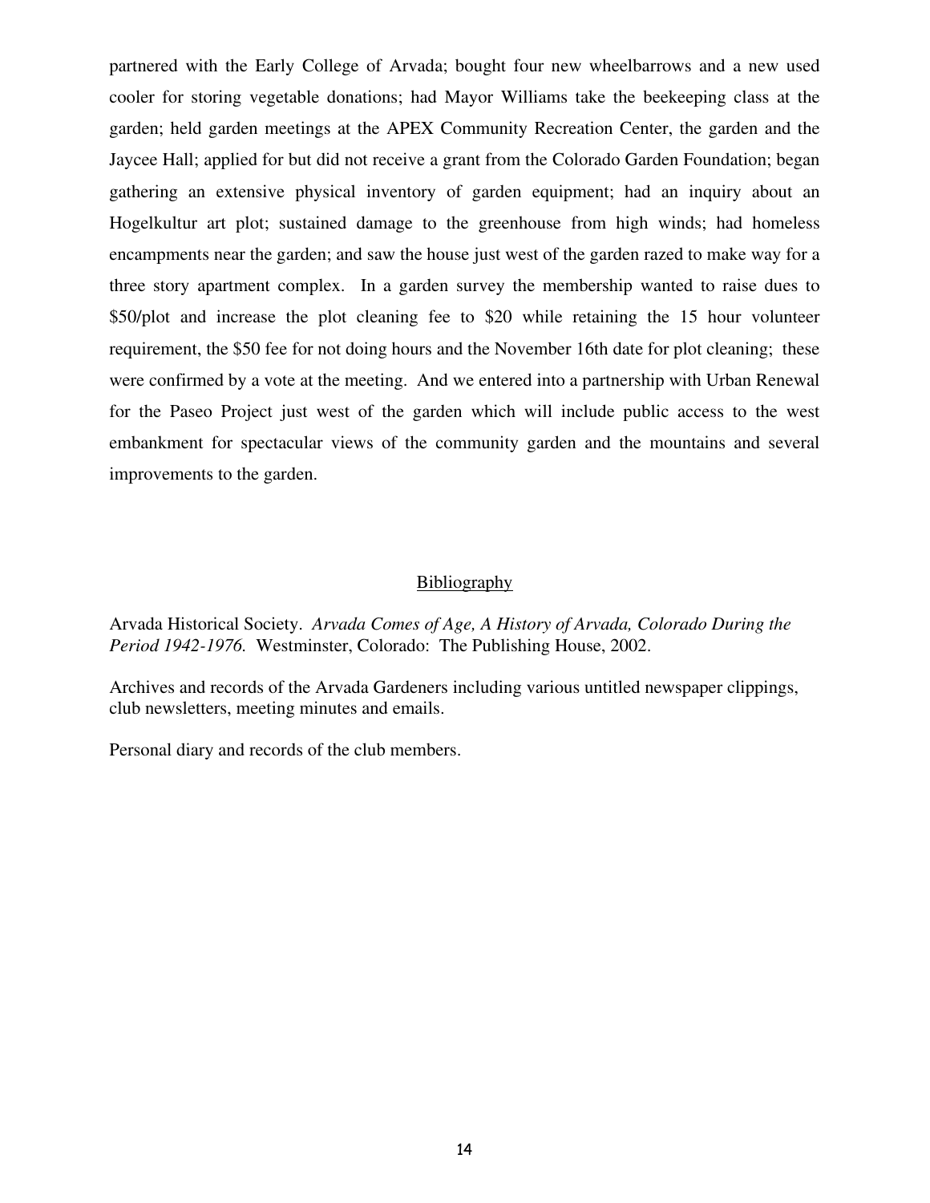partnered with the Early College of Arvada; bought four new wheelbarrows and a new used cooler for storing vegetable donations; had Mayor Williams take the beekeeping class at the garden; held garden meetings at the APEX Community Recreation Center, the garden and the Jaycee Hall; applied for but did not receive a grant from the Colorado Garden Foundation; began gathering an extensive physical inventory of garden equipment; had an inquiry about an Hogelkultur art plot; sustained damage to the greenhouse from high winds; had homeless encampments near the garden; and saw the house just west of the garden razed to make way for a three story apartment complex. In a garden survey the membership wanted to raise dues to $50/plot and increase the plot cleaning fee to $20 while retaining the 15 hour volunteer requirement, the $50 fee for not doing hours and the November 16th date for plot cleaning; these were confirmed by a vote at the meeting. And we entered into a partnership with Urban Renewal for the Paseo Project just west of the garden which will include public access to the west embankment for spectacular views of the community garden and the mountains and several improvements to the garden.

## Bibliography

Arvada Historical Society. *Arvada Comes of Age, A History of Arvada, Colorado During the Period 1942-1976.* Westminster, Colorado: The Publishing House, 2002.

Archives and records of the Arvada Gardeners including various untitled newspaper clippings, club newsletters, meeting minutes and emails.

Personal diary and records of the club members.